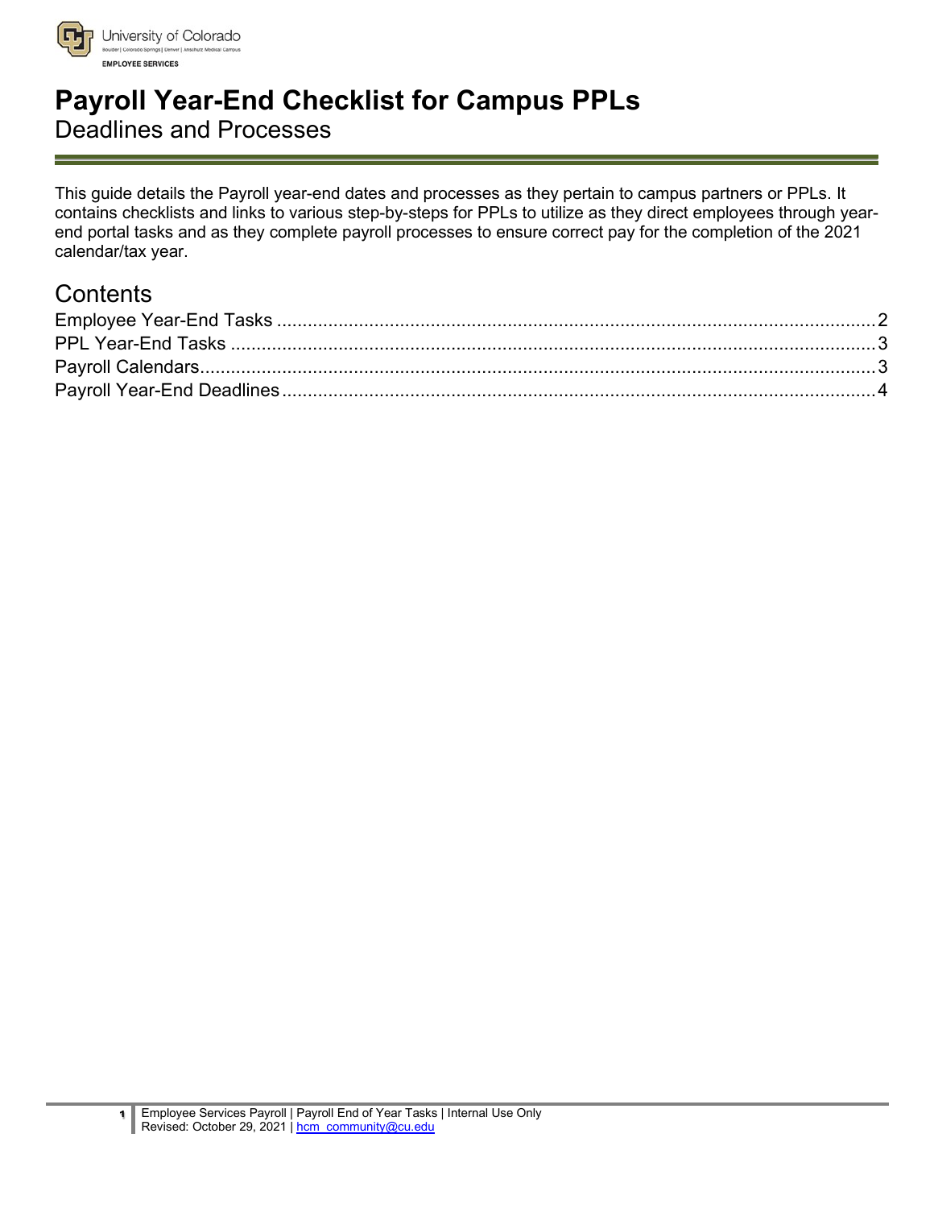University of Colorado
Boulder | Colorado Springs | Denver | Anschutz Medical Campus
EMPLOYEE SERVICES

# Payroll Year-End Checklist for Campus PPLs

Deadlines and Processes

This guide details the Payroll year-end dates and processes as they pertain to campus partners or PPLs. It contains checklists and links to various step-by-steps for PPLs to utilize as they direct employees through year-end portal tasks and as they complete payroll processes to ensure correct pay for the completion of the 2021 calendar/tax year.

## Contents

- Employee Year-End Tasks .................................................. 2
- PPL Year-End Tasks .................................................. 3
- Payroll Calendars .................................................. 3
- Payroll Year-End Deadlines .................................................. 4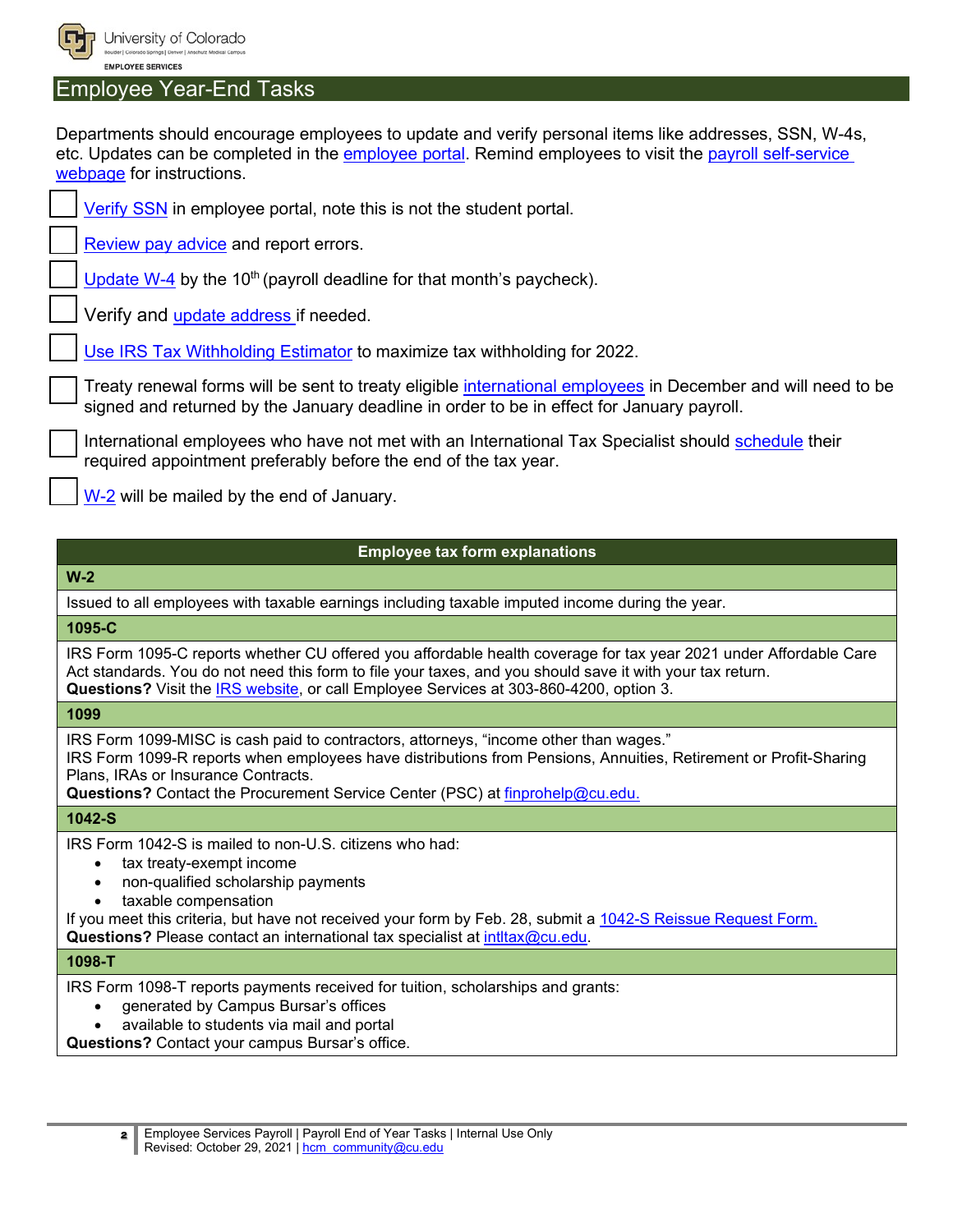## Employee Year-End Tasks

Departments should encourage employees to update and verify personal items like addresses, SSN, W-4s, etc. Updates can be completed in the employee portal. Remind employees to visit the payroll self-service webpage for instructions.

- [ ] Verify SSN in employee portal, note this is not the student portal.
- [ ] Review pay advice and report errors.
- [ ] Update W-4 by the 10th (payroll deadline for that month's paycheck).
- [ ] Verify and update address if needed.
- [ ] Use IRS Tax Withholding Estimator to maximize tax withholding for 2022.
- [ ] Treaty renewal forms will be sent to treaty eligible international employees in December and will need to be signed and returned by the January deadline in order to be in effect for January payroll.
- [ ] International employees who have not met with an International Tax Specialist should schedule their required appointment preferably before the end of the tax year.
- [ ] W-2 will be mailed by the end of January.

| Employee tax form explanations |
|---|
| **W-2** |
| Issued to all employees with taxable earnings including taxable imputed income during the year. |
| **1095-C** |
| IRS Form 1095-C reports whether CU offered you affordable health coverage for tax year 2021 under Affordable Care Act standards. You do not need this form to file your taxes, and you should save it with your tax return. **Questions?** Visit the IRS website, or call Employee Services at 303-860-4200, option 3. |
| **1099** |
| IRS Form 1099-MISC is cash paid to contractors, attorneys, "income other than wages." IRS Form 1099-R reports when employees have distributions from Pensions, Annuities, Retirement or Profit-Sharing Plans, IRAs or Insurance Contracts. **Questions?** Contact the Procurement Service Center (PSC) at finprohelp@cu.edu. |
| **1042-S** |
| IRS Form 1042-S is mailed to non-U.S. citizens who had: • tax treaty-exempt income • non-qualified scholarship payments • taxable compensation If you meet this criteria, but have not received your form by Feb. 28, submit a 1042-S Reissue Request Form. **Questions?** Please contact an international tax specialist at intltax@cu.edu. |
| **1098-T** |
| IRS Form 1098-T reports payments received for tuition, scholarships and grants: • generated by Campus Bursar's offices • available to students via mail and portal **Questions?** Contact your campus Bursar's office. |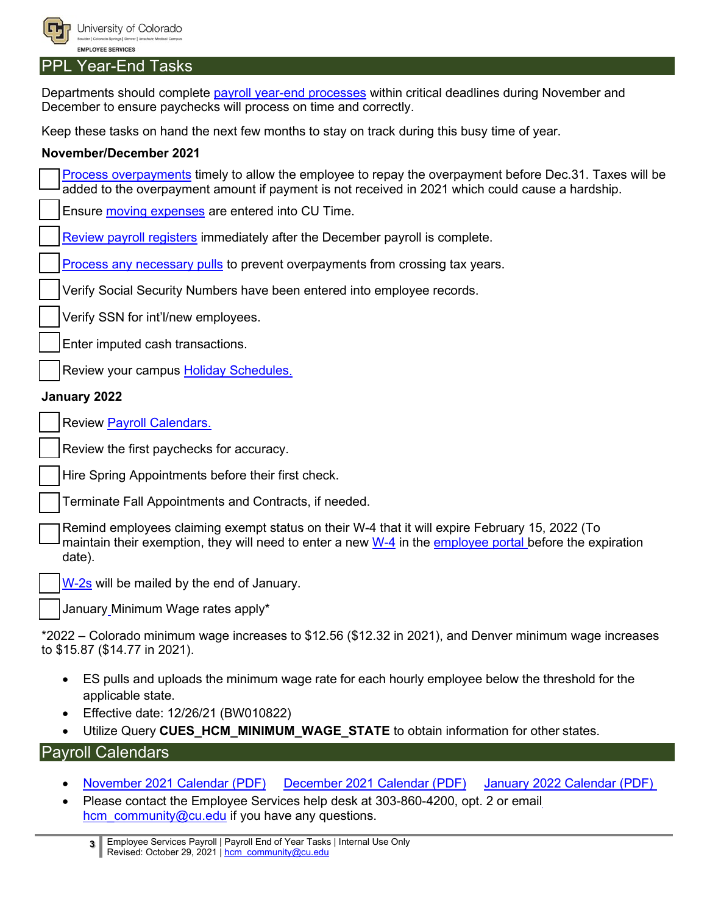## PPL Year-End Tasks

Departments should complete payroll year-end processes within critical deadlines during November and December to ensure paychecks will process on time and correctly.

Keep these tasks on hand the next few months to stay on track during this busy time of year.

**November/December 2021**

- [ ] Process overpayments timely to allow the employee to repay the overpayment before Dec.31. Taxes will be added to the overpayment amount if payment is not received in 2021 which could cause a hardship.
- [ ] Ensure moving expenses are entered into CU Time.
- [ ] Review payroll registers immediately after the December payroll is complete.
- [ ] Process any necessary pulls to prevent overpayments from crossing tax years.
- [ ] Verify Social Security Numbers have been entered into employee records.
- [ ] Verify SSN for int'l/new employees.
- [ ] Enter imputed cash transactions.
- [ ] Review your campus Holiday Schedules.

**January 2022**

- [ ] Review Payroll Calendars.
- [ ] Review the first paychecks for accuracy.
- [ ] Hire Spring Appointments before their first check.
- [ ] Terminate Fall Appointments and Contracts, if needed.
- [ ] Remind employees claiming exempt status on their W-4 that it will expire February 15, 2022 (To maintain their exemption, they will need to enter a new W-4 in the employee portal before the expiration date).
- [ ] W-2s will be mailed by the end of January.
- [ ] January Minimum Wage rates apply*

*2022 – Colorado minimum wage increases to $12.56 ($12.32 in 2021), and Denver minimum wage increases to $15.87 ($14.77 in 2021).

- ES pulls and uploads the minimum wage rate for each hourly employee below the threshold for the applicable state.
- Effective date: 12/26/21 (BW010822)
- Utilize Query **CUES_HCM_MINIMUM_WAGE_STATE** to obtain information for other states.

## Payroll Calendars

- November 2021 Calendar (PDF) December 2021 Calendar (PDF) January 2022 Calendar (PDF)
- Please contact the Employee Services help desk at 303-860-4200, opt. 2 or email hcm_community@cu.edu if you have any questions.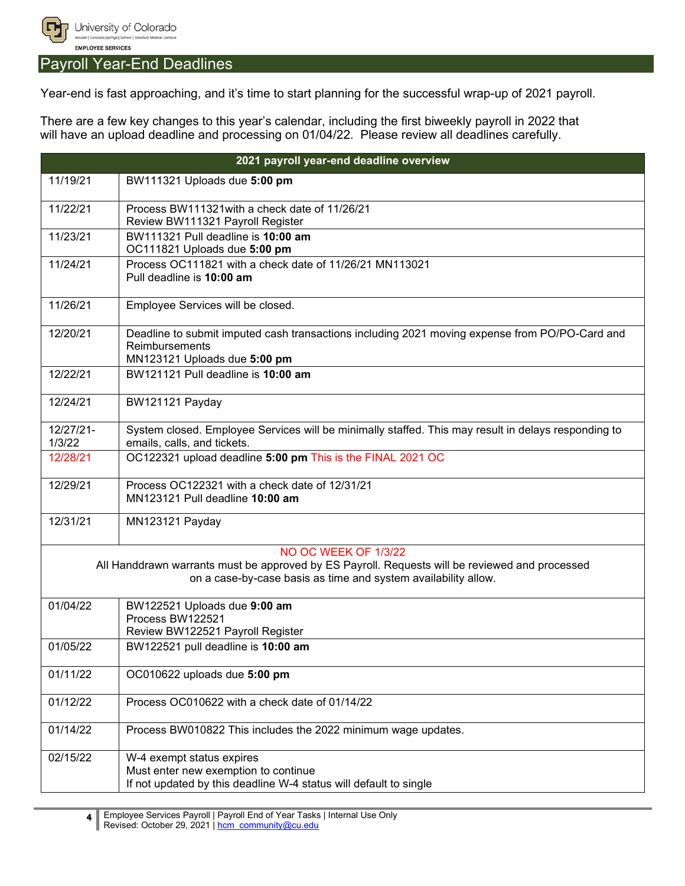# Payroll Year-End Deadlines

Year-end is fast approaching, and it's time to start planning for the successful wrap-up of 2021 payroll.

There are a few key changes to this year's calendar, including the first biweekly payroll in 2022 that will have an upload deadline and processing on 01/04/22. Please review all deadlines carefully.

| 2021 payroll year-end deadline overview | |
|---|---|
| 11/19/21 | BW111321 Uploads due **5:00 pm** |
| 11/22/21 | Process BW111321with a check date of 11/26/21<br>Review BW111321 Payroll Register |
| 11/23/21 | BW111321 Pull deadline is **10:00 am**<br>OC111821 Uploads due **5:00 pm** |
| 11/24/21 | Process OC111821 with a check date of 11/26/21 MN113021<br>Pull deadline is **10:00 am** |
| 11/26/21 | Employee Services will be closed. |
| 12/20/21 | Deadline to submit imputed cash transactions including 2021 moving expense from PO/PO-Card and Reimbursements<br>MN123121 Uploads due **5:00 pm** |
| 12/22/21 | BW121121 Pull deadline is **10:00 am** |
| 12/24/21 | BW121121 Payday |
| 12/27/21-1/3/22 | System closed. Employee Services will be minimally staffed. This may result in delays responding to emails, calls, and tickets. |
| 12/28/21 | OC122321 upload deadline **5:00 pm** This is the FINAL 2021 OC |
| 12/29/21 | Process OC122321 with a check date of 12/31/21<br>MN123121 Pull deadline **10:00 am** |
| 12/31/21 | MN123121 Payday |
| NO OC WEEK OF 1/3/22<br>All Handdrawn warrants must be approved by ES Payroll. Requests will be reviewed and processed on a case-by-case basis as time and system availability allow. | |
| 01/04/22 | BW122521 Uploads due **9:00 am**<br>Process BW122521<br>Review BW122521 Payroll Register |
| 01/05/22 | BW122521 pull deadline is **10:00 am** |
| 01/11/22 | OC010622 uploads due **5:00 pm** |
| 01/12/22 | Process OC010622 with a check date of 01/14/22 |
| 01/14/22 | Process BW010822 This includes the 2022 minimum wage updates. |
| 02/15/22 | W-4 exempt status expires<br>Must enter new exemption to continue<br>If not updated by this deadline W-4 status will default to single |